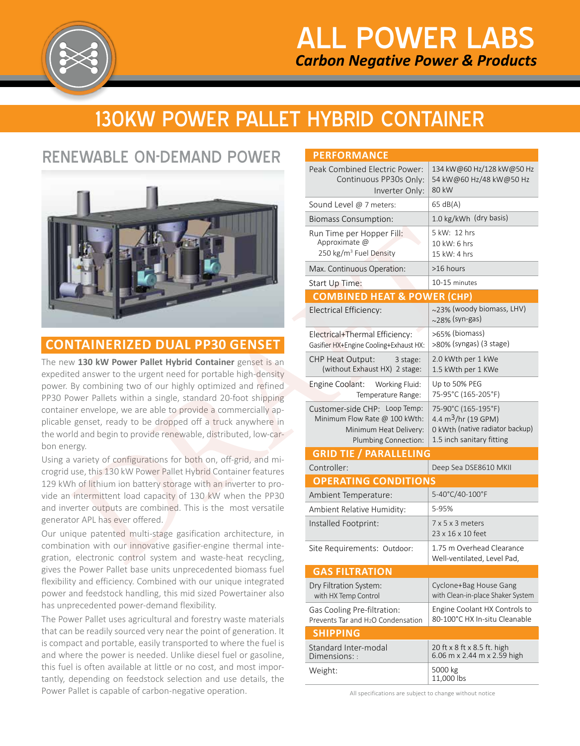# ALL POWER LABS

***Carbon Negative Power & Products***

# 130KW POWER PALLET HYBRID CONTAINER

## RENEWABLE ON-DEMAND POWER

## CONTAINERIZED DUAL PP30 GENSET

The new **130 kW Power Pallet Hybrid Container** genset is an expedited answer to the urgent need for portable high-density power. By combining two of our highly optimized and refined PP30 Power Pallets within a single, standard 20-foot shipping container envelope, we are able to provide a commercially applicable genset, ready to be dropped off a truck anywhere in the world and begin to provide renewable, distributed, low-carbon energy.

Using a variety of configurations for both on, off-grid, and microgrid use, this 130 kW Power Pallet Hybrid Container features 129 kWh of lithium ion battery storage with an inverter to provide an intermittent load capacity of 130 kW when the PP30 and inverter outputs are combined. This is the most versatile generator APL has ever offered.

Our unique patented multi-stage gasification architecture, in combination with our innovative gasifier-engine thermal integration, electronic control system and waste-heat recycling, gives the Power Pallet base units unprecedented biomass fuel flexibility and efficiency. Combined with our unique integrated power and feedstock handling, this mid sized Powertainer also has unprecedented power-demand flexibility.

The Power Pallet uses agricultural and forestry waste materials that can be readily sourced very near the point of generation. It is compact and portable, easily transported to where the fuel is and where the power is needed. Unlike diesel fuel or gasoline, this fuel is often available at little or no cost, and most importantly, depending on feedstock selection and use details, the Power Pallet is capable of carbon-negative operation.

| PERFORMANCE | |
|---|---|
| Peak Combined Electric Power: Continuous PP30s Only: Inverter Only: | 134 kW@60 Hz/128 kW@50 Hz<br>54 kW@60 Hz/48 kW@50 Hz<br>80 kW |
| Sound Level @ 7 meters: | 65 dB(A) |
| Biomass Consumption: | 1.0 kg/kWh (dry basis) |
| Run Time per Hopper Fill: Approximate @ 250 kg/m³ Fuel Density | 5 kW: 12 hrs<br>10 kW: 6 hrs<br>15 kW: 4 hrs |
| Max. Continuous Operation: | >16 hours |
| Start Up Time: | 10-15 minutes |
| **COMBINED HEAT & POWER (CHP)** | |
| Electrical Efficiency: | ~23% (woody biomass, LHV)<br>~28% (syn-gas) |
| Electrical+Thermal Efficiency: Gasifier HX+Engine Cooling+Exhaust HX: | >65% (biomass)<br>>80% (syngas) (3 stage) |
| CHP Heat Output: 3 stage: (without Exhaust HX) 2 stage: | 2.0 kWth per 1 kWe<br>1.5 kWth per 1 KWe |
| Engine Coolant: Working Fluid: Temperature Range: | Up to 50% PEG<br>75-95°C (165-205°F) |
| Customer-side CHP: Loop Temp: Minimum Flow Rate @ 100 kWth: Minimum Heat Delivery: Plumbing Connection: | 75-90°C (165-195°F)<br>4.4 m³/hr (19 GPM)<br>0 kWth (native radiator backup)<br>1.5 inch sanitary fitting |
| **GRID TIE / PARALLELING** | |
| Controller: | Deep Sea DSE8610 MKII |
| **OPERATING CONDITIONS** | |
| Ambient Temperature: | 5-40°C/40-100°F |
| Ambient Relative Humidity: | 5-95% |
| Installed Footprint: | 7 x 5 x 3 meters<br>23 x 16 x 10 feet |
| Site Requirements: Outdoor: | 1.75 m Overhead Clearance<br>Well-ventilated, Level Pad, |
| **GAS FILTRATION** | |
| Dry Filtration System: with HX Temp Control | Cyclone+Bag House Gang with Clean-in-place Shaker System |
| Gas Cooling Pre-filtration: Prevents Tar and $H_2O$ Condensation | Engine Coolant HX Controls to 80-100°C HX In-situ Cleanable |
| **SHIPPING** | |
| Standard Inter-modal Dimensions: : | 20 ft x 8 ft x 8.5 ft. high<br>6.06 m x 2.44 m x 2.59 high |
| Weight: | 5000 kg<br>11,000 lbs |

All specifications are subject to change without notice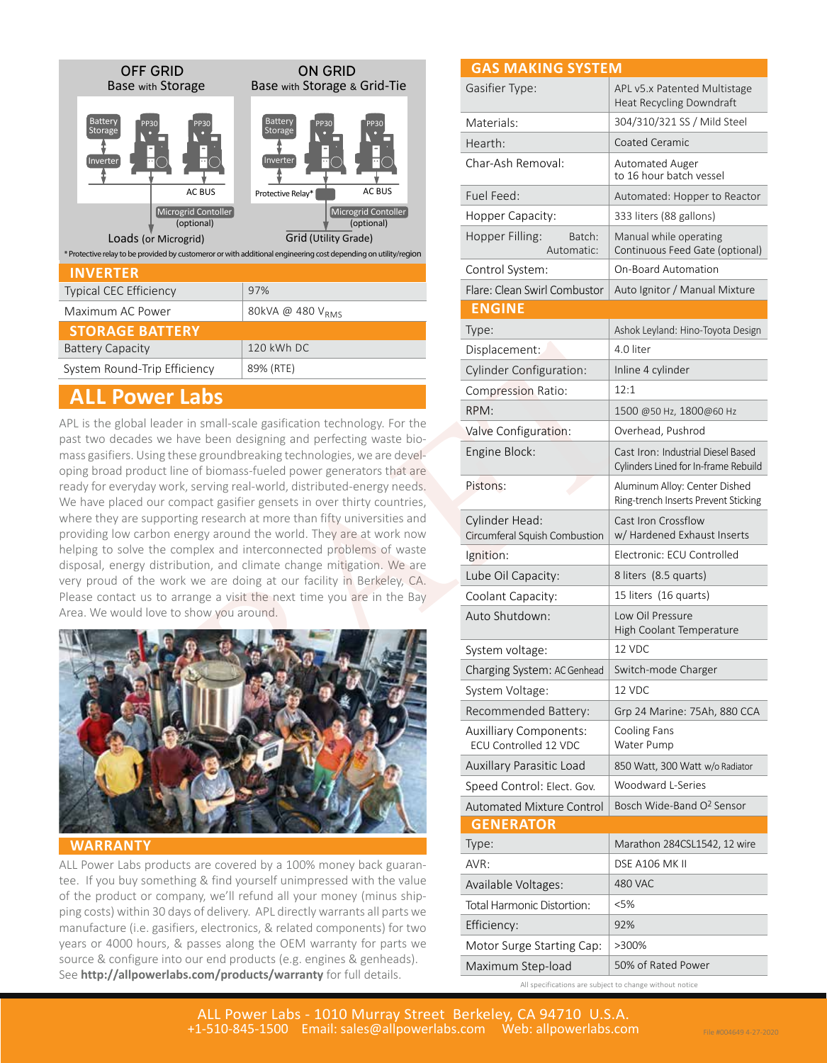OFF GRID
Base with Storage

Battery Storage
Inverter
PP30
PP30
AC BUS
Microgrid Contoller (optional)
Loads (or Microgrid)

ON GRID
Base with Storage & Grid-Tie

Battery Storage
Inverter
PP30
PP30
Protective Relay*
AC BUS
Microgrid Contoller (optional)
Grid (Utility Grade)

* Protective relay to be provided by customeror or with additional engineering cost depending on utility/region

## INVERTER

| | |
|---|---|
| Typical CEC Efficiency | 97% |
| Maximum AC Power | 80kVA @ 480 $V_{RMS}$ |

## STORAGE BATTERY

| | |
|---|---|
| Battery Capacity | 120 kWh DC |
| System Round-Trip Efficiency | 89% (RTE) |

# ALL Power Labs

APL is the global leader in small-scale gasification technology. For the past two decades we have been designing and perfecting waste biomass gasifiers. Using these groundbreaking technologies, we are developing broad product line of biomass-fueled power generators that are ready for everyday work, serving real-world, distributed-energy needs. We have placed our compact gasifier gensets in over thirty countries, where they are supporting research at more than fifty universities and providing low carbon energy around the world. They are at work now helping to solve the complex and interconnected problems of waste disposal, energy distribution, and climate change mitigation. We are very proud of the work we are doing at our facility in Berkeley, CA. Please contact us to arrange a visit the next time you are in the Bay Area. We would love to show you around.

## WARRANTY

ALL Power Labs products are covered by a 100% money back guarantee. If you buy something & find yourself unimpressed with the value of the product or company, we'll refund all your money (minus shipping costs) within 30 days of delivery. APL directly warrants all parts we manufacture (i.e. gasifiers, electronics, & related components) for two years or 4000 hours, & passes along the OEM warranty for parts we source & configure into our end products (e.g. engines & genheads). See **http://allpowerlabs.com/products/warranty** for full details.

## GAS MAKING SYSTEM

| | |
|---|---|
| Gasifier Type: | APL v5.x Patented Multistage Heat Recycling Downdraft |
| Materials: | 304/310/321 SS / Mild Steel |
| Hearth: | Coated Ceramic |
| Char-Ash Removal: | Automated Auger to 16 hour batch vessel |
| Fuel Feed: | Automated: Hopper to Reactor |
| Hopper Capacity: | 333 liters (88 gallons) |
| Hopper Filling: Batch: Automatic: | Manual while operating Continuous Feed Gate (optional) |
| Control System: | On-Board Automation |
| Flare: Clean Swirl Combustor | Auto Ignitor / Manual Mixture |

## ENGINE

| | |
|---|---|
| Type: | Ashok Leyland: Hino-Toyota Design |
| Displacement: | 4.0 liter |
| Cylinder Configuration: | Inline 4 cylinder |
| Compression Ratio: | 12:1 |
| RPM: | 1500 @50 Hz, 1800@60 Hz |
| Valve Configuration: | Overhead, Pushrod |
| Engine Block: | Cast Iron: Industrial Diesel Based Cylinders Lined for In-frame Rebuild |
| Pistons: | Aluminum Alloy: Center Dished Ring-trench Inserts Prevent Sticking |
| Cylinder Head: Circumferal Squish Combustion | Cast Iron Crossflow w/ Hardened Exhaust Inserts |
| Ignition: | Electronic: ECU Controlled |
| Lube Oil Capacity: | 8 liters (8.5 quarts) |
| Coolant Capacity: | 15 liters (16 quarts) |
| Auto Shutdown: | Low Oil Pressure High Coolant Temperature |
| System voltage: | 12 VDC |
| Charging System: AC Genhead | Switch-mode Charger |
| System Voltage: | 12 VDC |
| Recommended Battery: | Grp 24 Marine: 75Ah, 880 CCA |
| Auxilliary Components: ECU Controlled 12 VDC | Cooling Fans Water Pump |
| Auxillary Parasitic Load | 850 Watt, 300 Watt w/o Radiator |
| Speed Control: Elect. Gov. | Woodward L-Series |
| Automated Mixture Control | Bosch Wide-Band $O^2$ Sensor |

## GENERATOR

| | |
|---|---|
| Type: | Marathon 284CSL1542, 12 wire |
| AVR: | DSE A106 MK II |
| Available Voltages: | 480 VAC |
| Total Harmonic Distortion: | <5% |
| Efficiency: | 92% |
| Motor Surge Starting Cap: | >300% |
| Maximum Step-load | 50% of Rated Power |

All specifications are subject to change without notice

ALL Power Labs - 1010 Murray Street Berkeley, CA 94710 U.S.A.
+1-510-845-1500 Email: sales@allpowerlabs.com Web: allpowerlabs.com

File #004649 4-27-2020